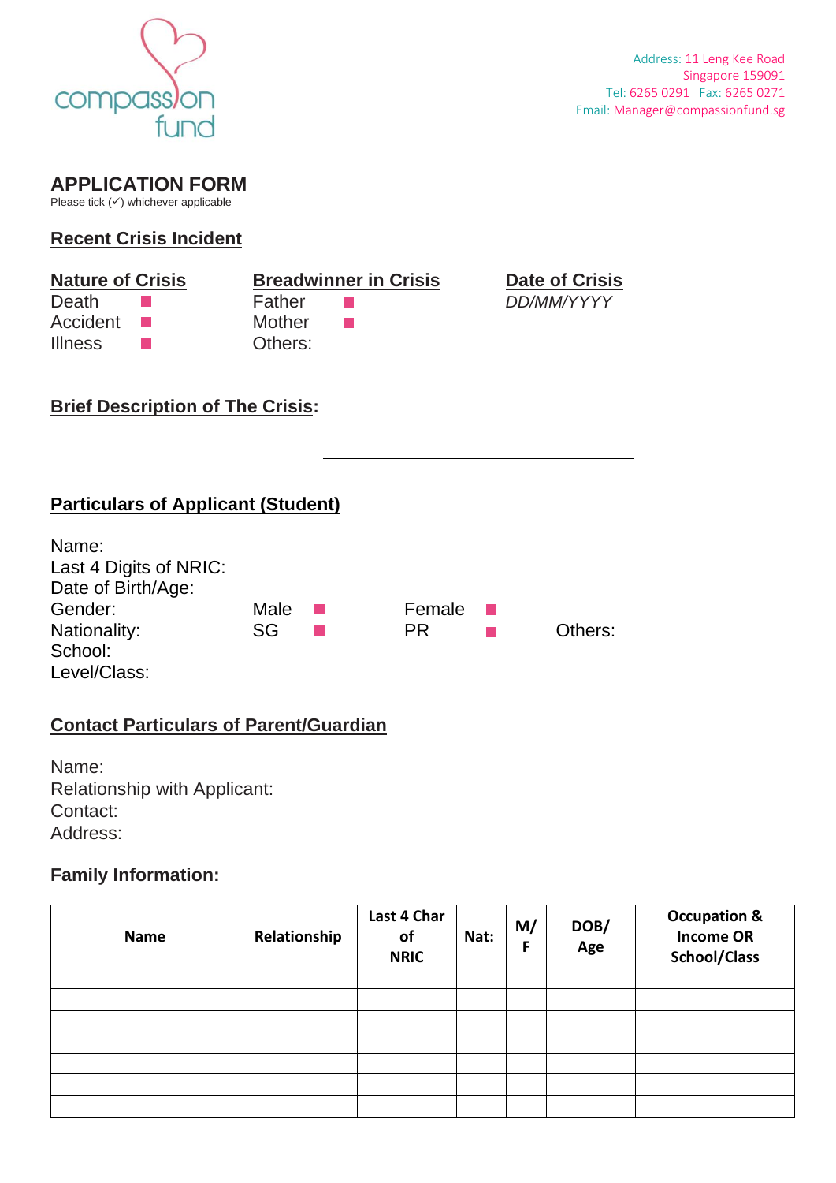compassion fund

Address: 11 Leng Kee Road
Singapore 159091
Tel: 6265 0291 Fax: 6265 0271
Email: Manager@compassionfund.sg

# APPLICATION FORM

Please tick (✓) whichever applicable

## Recent Crisis Incident

**Nature of Crisis**
- Death ☐
- Accident ☐
- Illness ☐

**Breadwinner in Crisis**
- Father ☐
- Mother ☐
- Others:

**Date of Crisis**
*DD/MM/YYYY*

**Brief Description of The Crisis**: ______________________________

______________________________

## Particulars of Applicant (Student)

Name:
Last 4 Digits of NRIC:
Date of Birth/Age:
Gender: Male ☐ Female ☐
Nationality: SG ☐ PR ☐ Others:
School:
Level/Class:

## Contact Particulars of Parent/Guardian

Name:
Relationship with Applicant:
Contact:
Address:

### Family Information:

| Name | Relationship | Last 4 Char of NRIC | Nat: | M/F | DOB/ Age | Occupation & Income OR School/Class |
|---|---|---|---|---|---|---|
| | | | | | | |
| | | | | | | |
| | | | | | | |
| | | | | | | |
| | | | | | | |
| | | | | | | |
| | | | | | | |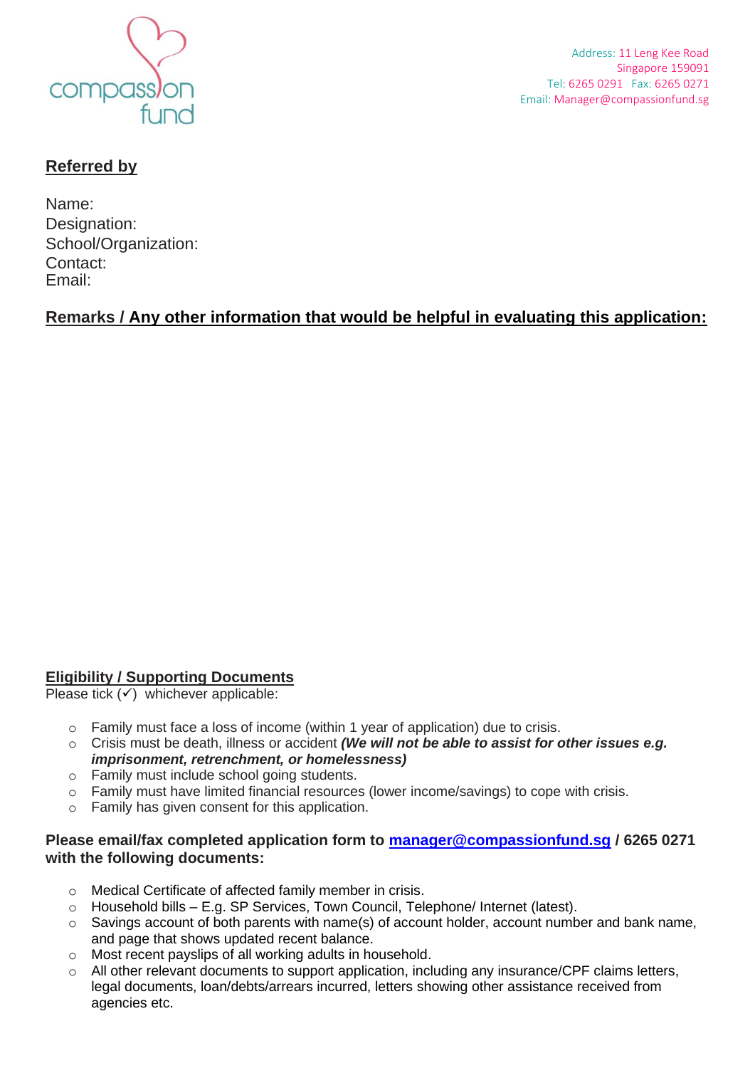compassion fund

Address: 11 Leng Kee Road
Singapore 159091
Tel: 6265 0291 Fax: 6265 0271
Email: Manager@compassionfund.sg

## Referred by

Name:
Designation:
School/Organization:
Contact:
Email:

## Remarks / Any other information that would be helpful in evaluating this application:

## Eligibility / Supporting Documents

Please tick (✓) whichever applicable:

- Family must face a loss of income (within 1 year of application) due to crisis.
- Crisis must be death, illness or accident ***(We will not be able to assist for other issues e.g. imprisonment, retrenchment, or homelessness)***
- Family must include school going students.
- Family must have limited financial resources (lower income/savings) to cope with crisis.
- Family has given consent for this application.

**Please email/fax completed application form to [manager@compassionfund.sg](mailto:manager@compassionfund.sg) / 6265 0271 with the following documents:**

- Medical Certificate of affected family member in crisis.
- Household bills – E.g. SP Services, Town Council, Telephone/ Internet (latest).
- Savings account of both parents with name(s) of account holder, account number and bank name, and page that shows updated recent balance.
- Most recent payslips of all working adults in household.
- All other relevant documents to support application, including any insurance/CPF claims letters, legal documents, loan/debts/arrears incurred, letters showing other assistance received from agencies etc.